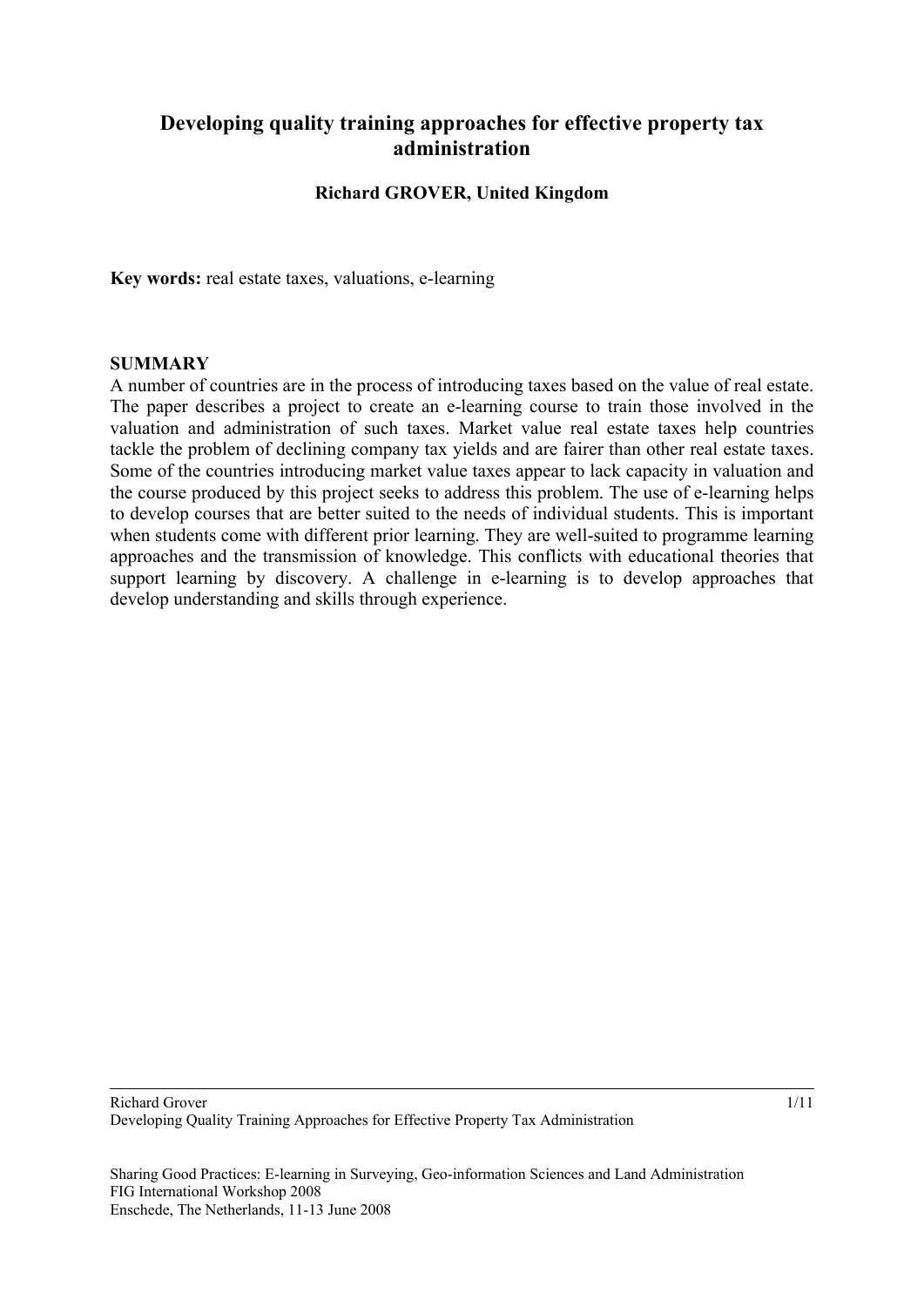# Developing quality training approaches for effective property tax administration

**Richard GROVER, United Kingdom**

**Key words:** real estate taxes, valuations, e-learning

## SUMMARY

A number of countries are in the process of introducing taxes based on the value of real estate. The paper describes a project to create an e-learning course to train those involved in the valuation and administration of such taxes. Market value real estate taxes help countries tackle the problem of declining company tax yields and are fairer than other real estate taxes. Some of the countries introducing market value taxes appear to lack capacity in valuation and the course produced by this project seeks to address this problem. The use of e-learning helps to develop courses that are better suited to the needs of individual students. This is important when students come with different prior learning. They are well-suited to programme learning approaches and the transmission of knowledge. This conflicts with educational theories that support learning by discovery. A challenge in e-learning is to develop approaches that develop understanding and skills through experience.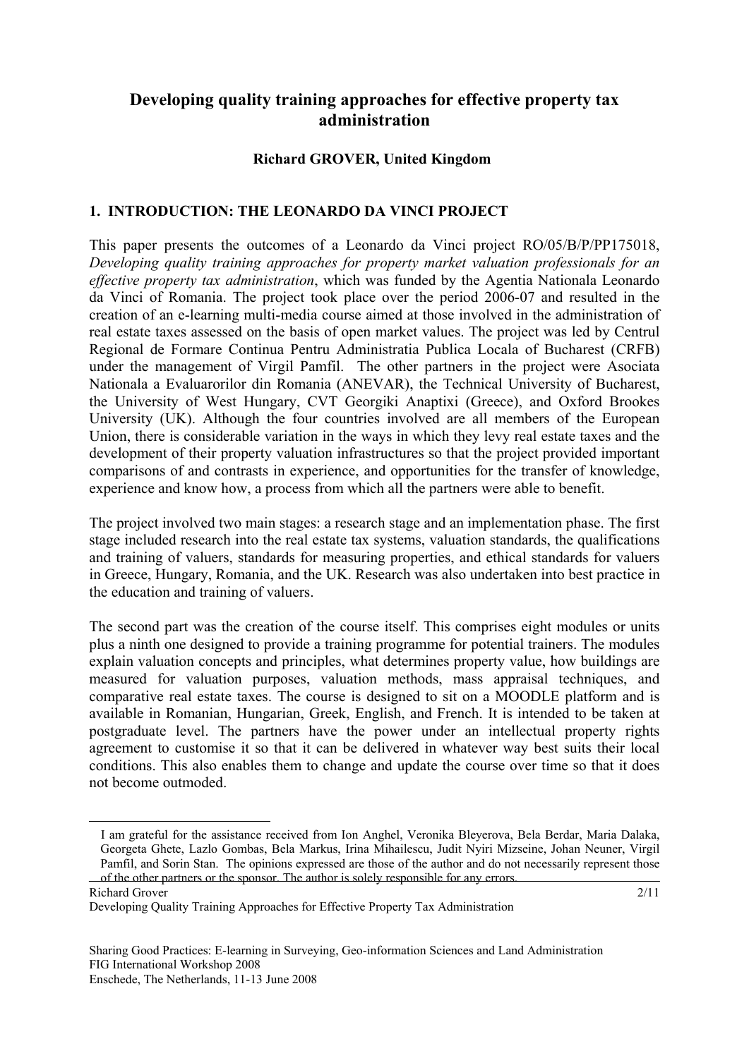# Developing quality training approaches for effective property tax administration

**Richard GROVER, United Kingdom**

## 1. INTRODUCTION: THE LEONARDO DA VINCI PROJECT

This paper presents the outcomes of a Leonardo da Vinci project RO/05/B/P/PP175018, *Developing quality training approaches for property market valuation professionals for an effective property tax administration*, which was funded by the Agentia Nationala Leonardo da Vinci of Romania. The project took place over the period 2006-07 and resulted in the creation of an e-learning multi-media course aimed at those involved in the administration of real estate taxes assessed on the basis of open market values. The project was led by Centrul Regional de Formare Continua Pentru Administratia Publica Locala of Bucharest (CRFB) under the management of Virgil Pamfil. The other partners in the project were Asociata Nationala a Evaluarorilor din Romania (ANEVAR), the Technical University of Bucharest, the University of West Hungary, CVT Georgiki Anaptixi (Greece), and Oxford Brookes University (UK). Although the four countries involved are all members of the European Union, there is considerable variation in the ways in which they levy real estate taxes and the development of their property valuation infrastructures so that the project provided important comparisons of and contrasts in experience, and opportunities for the transfer of knowledge, experience and know how, a process from which all the partners were able to benefit.

The project involved two main stages: a research stage and an implementation phase. The first stage included research into the real estate tax systems, valuation standards, the qualifications and training of valuers, standards for measuring properties, and ethical standards for valuers in Greece, Hungary, Romania, and the UK. Research was also undertaken into best practice in the education and training of valuers.

The second part was the creation of the course itself. This comprises eight modules or units plus a ninth one designed to provide a training programme for potential trainers. The modules explain valuation concepts and principles, what determines property value, how buildings are measured for valuation purposes, valuation methods, mass appraisal techniques, and comparative real estate taxes. The course is designed to sit on a MOODLE platform and is available in Romanian, Hungarian, Greek, English, and French. It is intended to be taken at postgraduate level. The partners have the power under an intellectual property rights agreement to customise it so that it can be delivered in whatever way best suits their local conditions. This also enables them to change and update the course over time so that it does not become outmoded.

---

I am grateful for the assistance received from Ion Anghel, Veronika Bleyerova, Bela Berdar, Maria Dalaka, Georgeta Ghete, Lazlo Gombas, Bela Markus, Irina Mihailescu, Judit Nyiri Mizseine, Johan Neuner, Virgil Pamfil, and Sorin Stan. The opinions expressed are those of the author and do not necessarily represent those of the other partners or the sponsor. The author is solely responsible for any errors.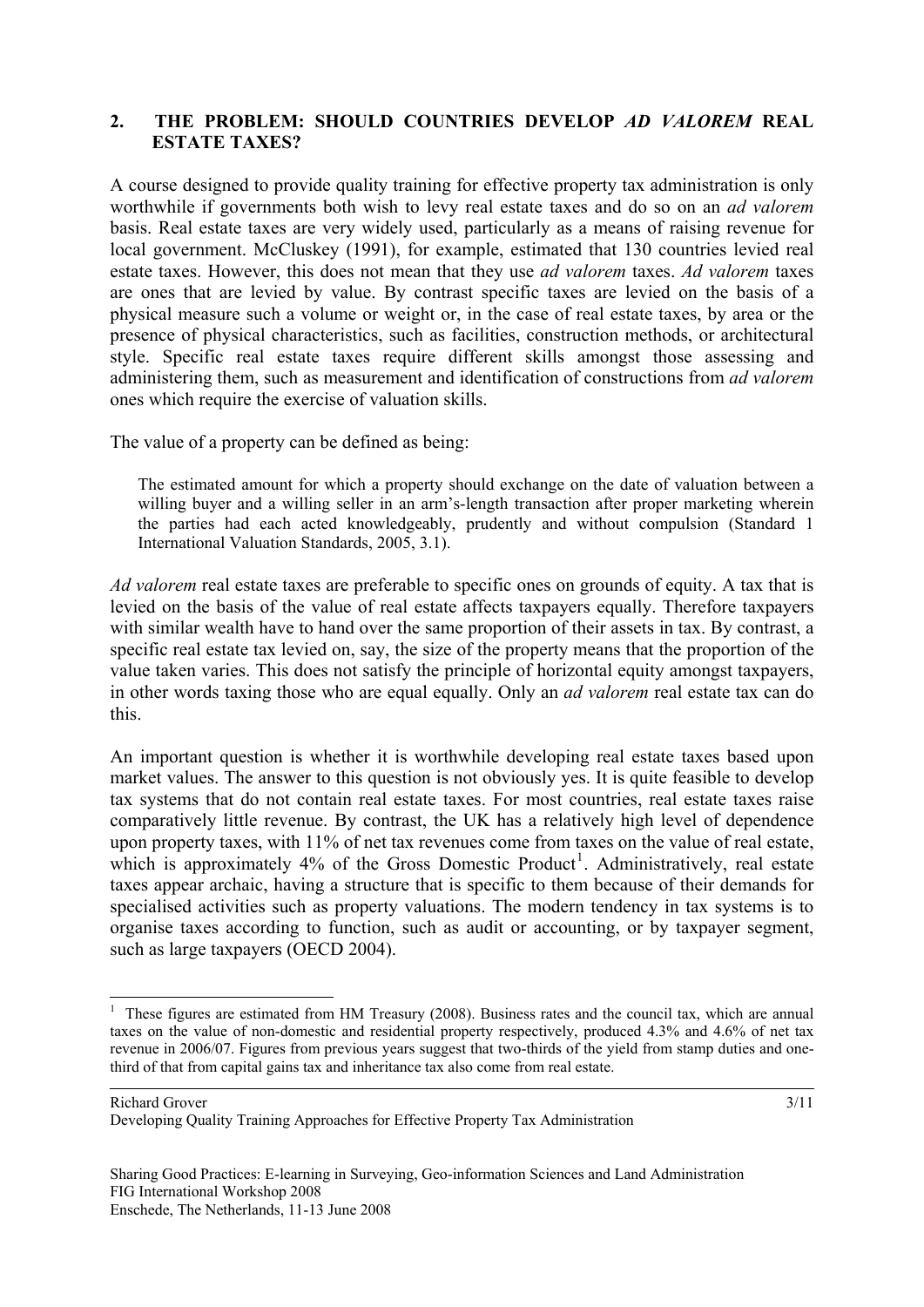## 2. THE PROBLEM: SHOULD COUNTRIES DEVELOP *AD VALOREM* REAL ESTATE TAXES?

A course designed to provide quality training for effective property tax administration is only worthwhile if governments both wish to levy real estate taxes and do so on an *ad valorem* basis. Real estate taxes are very widely used, particularly as a means of raising revenue for local government. McCluskey (1991), for example, estimated that 130 countries levied real estate taxes. However, this does not mean that they use *ad valorem* taxes. *Ad valorem* taxes are ones that are levied by value. By contrast specific taxes are levied on the basis of a physical measure such a volume or weight or, in the case of real estate taxes, by area or the presence of physical characteristics, such as facilities, construction methods, or architectural style. Specific real estate taxes require different skills amongst those assessing and administering them, such as measurement and identification of constructions from *ad valorem* ones which require the exercise of valuation skills.

The value of a property can be defined as being:

> The estimated amount for which a property should exchange on the date of valuation between a willing buyer and a willing seller in an arm's-length transaction after proper marketing wherein the parties had each acted knowledgeably, prudently and without compulsion (Standard 1 International Valuation Standards, 2005, 3.1).

*Ad valorem* real estate taxes are preferable to specific ones on grounds of equity. A tax that is levied on the basis of the value of real estate affects taxpayers equally. Therefore taxpayers with similar wealth have to hand over the same proportion of their assets in tax. By contrast, a specific real estate tax levied on, say, the size of the property means that the proportion of the value taken varies. This does not satisfy the principle of horizontal equity amongst taxpayers, in other words taxing those who are equal equally. Only an *ad valorem* real estate tax can do this.

An important question is whether it is worthwhile developing real estate taxes based upon market values. The answer to this question is not obviously yes. It is quite feasible to develop tax systems that do not contain real estate taxes. For most countries, real estate taxes raise comparatively little revenue. By contrast, the UK has a relatively high level of dependence upon property taxes, with 11% of net tax revenues come from taxes on the value of real estate, which is approximately 4% of the Gross Domestic Product[1]. Administratively, real estate taxes appear archaic, having a structure that is specific to them because of their demands for specialised activities such as property valuations. The modern tendency in tax systems is to organise taxes according to function, such as audit or accounting, or by taxpayer segment, such as large taxpayers (OECD 2004).

---

[1] These figures are estimated from HM Treasury (2008). Business rates and the council tax, which are annual taxes on the value of non-domestic and residential property respectively, produced 4.3% and 4.6% of net tax revenue in 2006/07. Figures from previous years suggest that two-thirds of the yield from stamp duties and one-third of that from capital gains tax and inheritance tax also come from real estate.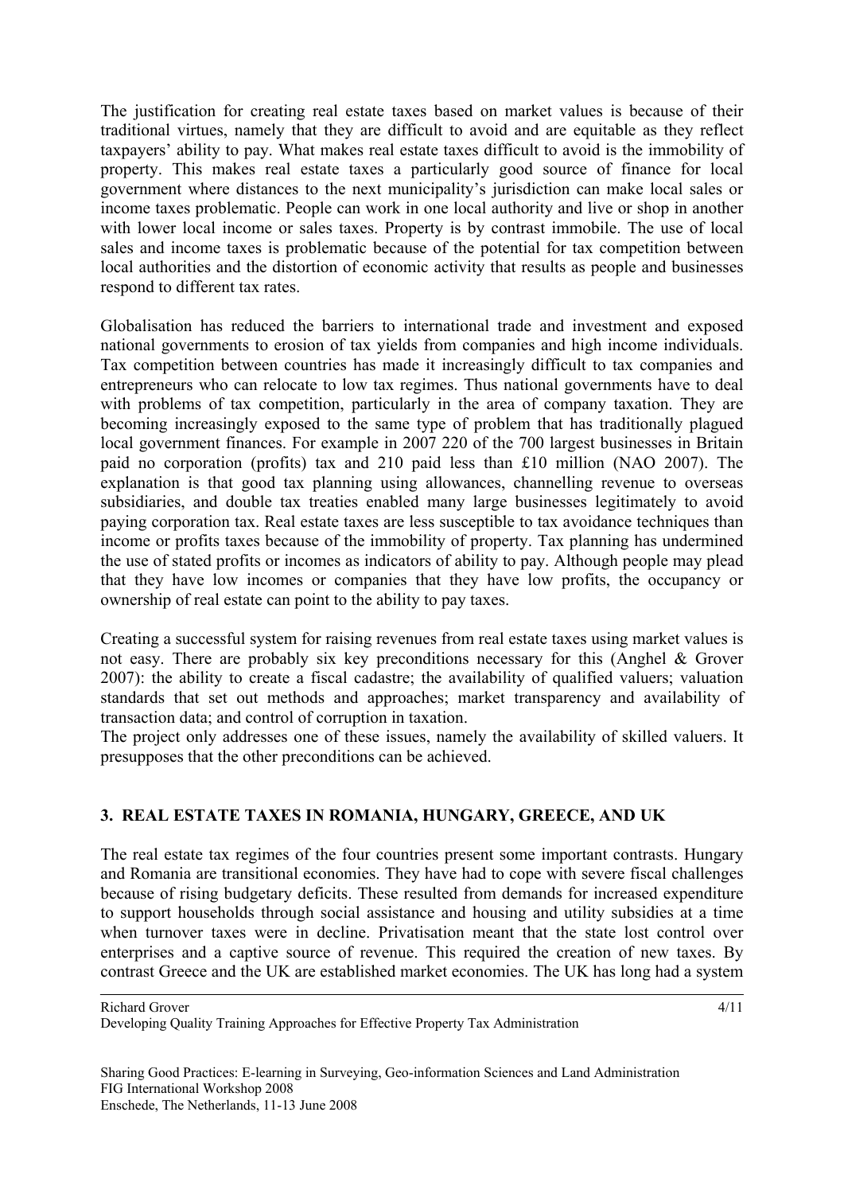The justification for creating real estate taxes based on market values is because of their traditional virtues, namely that they are difficult to avoid and are equitable as they reflect taxpayers' ability to pay. What makes real estate taxes difficult to avoid is the immobility of property. This makes real estate taxes a particularly good source of finance for local government where distances to the next municipality's jurisdiction can make local sales or income taxes problematic. People can work in one local authority and live or shop in another with lower local income or sales taxes. Property is by contrast immobile. The use of local sales and income taxes is problematic because of the potential for tax competition between local authorities and the distortion of economic activity that results as people and businesses respond to different tax rates.

Globalisation has reduced the barriers to international trade and investment and exposed national governments to erosion of tax yields from companies and high income individuals. Tax competition between countries has made it increasingly difficult to tax companies and entrepreneurs who can relocate to low tax regimes. Thus national governments have to deal with problems of tax competition, particularly in the area of company taxation. They are becoming increasingly exposed to the same type of problem that has traditionally plagued local government finances. For example in 2007 220 of the 700 largest businesses in Britain paid no corporation (profits) tax and 210 paid less than £10 million (NAO 2007). The explanation is that good tax planning using allowances, channelling revenue to overseas subsidiaries, and double tax treaties enabled many large businesses legitimately to avoid paying corporation tax. Real estate taxes are less susceptible to tax avoidance techniques than income or profits taxes because of the immobility of property. Tax planning has undermined the use of stated profits or incomes as indicators of ability to pay. Although people may plead that they have low incomes or companies that they have low profits, the occupancy or ownership of real estate can point to the ability to pay taxes.

Creating a successful system for raising revenues from real estate taxes using market values is not easy. There are probably six key preconditions necessary for this (Anghel & Grover 2007): the ability to create a fiscal cadastre; the availability of qualified valuers; valuation standards that set out methods and approaches; market transparency and availability of transaction data; and control of corruption in taxation.
The project only addresses one of these issues, namely the availability of skilled valuers. It presupposes that the other preconditions can be achieved.

## 3. REAL ESTATE TAXES IN ROMANIA, HUNGARY, GREECE, AND UK

The real estate tax regimes of the four countries present some important contrasts. Hungary and Romania are transitional economies. They have had to cope with severe fiscal challenges because of rising budgetary deficits. These resulted from demands for increased expenditure to support households through social assistance and housing and utility subsidies at a time when turnover taxes were in decline. Privatisation meant that the state lost control over enterprises and a captive source of revenue. This required the creation of new taxes. By contrast Greece and the UK are established market economies. The UK has long had a system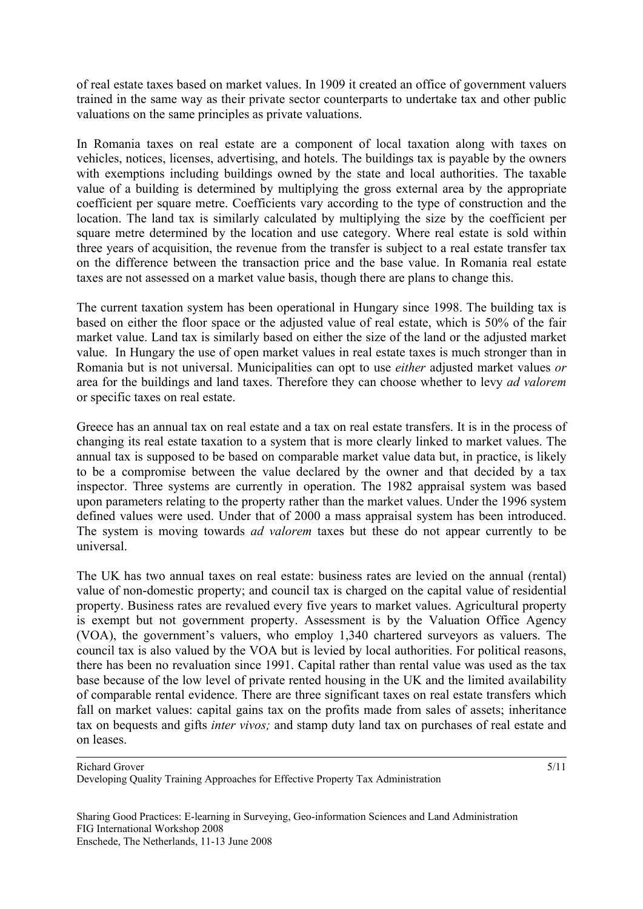of real estate taxes based on market values. In 1909 it created an office of government valuers trained in the same way as their private sector counterparts to undertake tax and other public valuations on the same principles as private valuations.

In Romania taxes on real estate are a component of local taxation along with taxes on vehicles, notices, licenses, advertising, and hotels. The buildings tax is payable by the owners with exemptions including buildings owned by the state and local authorities. The taxable value of a building is determined by multiplying the gross external area by the appropriate coefficient per square metre. Coefficients vary according to the type of construction and the location. The land tax is similarly calculated by multiplying the size by the coefficient per square metre determined by the location and use category. Where real estate is sold within three years of acquisition, the revenue from the transfer is subject to a real estate transfer tax on the difference between the transaction price and the base value. In Romania real estate taxes are not assessed on a market value basis, though there are plans to change this.

The current taxation system has been operational in Hungary since 1998. The building tax is based on either the floor space or the adjusted value of real estate, which is 50% of the fair market value. Land tax is similarly based on either the size of the land or the adjusted market value. In Hungary the use of open market values in real estate taxes is much stronger than in Romania but is not universal. Municipalities can opt to use *either* adjusted market values *or* area for the buildings and land taxes. Therefore they can choose whether to levy *ad valorem* or specific taxes on real estate.

Greece has an annual tax on real estate and a tax on real estate transfers. It is in the process of changing its real estate taxation to a system that is more clearly linked to market values. The annual tax is supposed to be based on comparable market value data but, in practice, is likely to be a compromise between the value declared by the owner and that decided by a tax inspector. Three systems are currently in operation. The 1982 appraisal system was based upon parameters relating to the property rather than the market values. Under the 1996 system defined values were used. Under that of 2000 a mass appraisal system has been introduced. The system is moving towards *ad valorem* taxes but these do not appear currently to be universal.

The UK has two annual taxes on real estate: business rates are levied on the annual (rental) value of non-domestic property; and council tax is charged on the capital value of residential property. Business rates are revalued every five years to market values. Agricultural property is exempt but not government property. Assessment is by the Valuation Office Agency (VOA), the government's valuers, who employ 1,340 chartered surveyors as valuers. The council tax is also valued by the VOA but is levied by local authorities. For political reasons, there has been no revaluation since 1991. Capital rather than rental value was used as the tax base because of the low level of private rented housing in the UK and the limited availability of comparable rental evidence. There are three significant taxes on real estate transfers which fall on market values: capital gains tax on the profits made from sales of assets; inheritance tax on bequests and gifts *inter vivos;* and stamp duty land tax on purchases of real estate and on leases.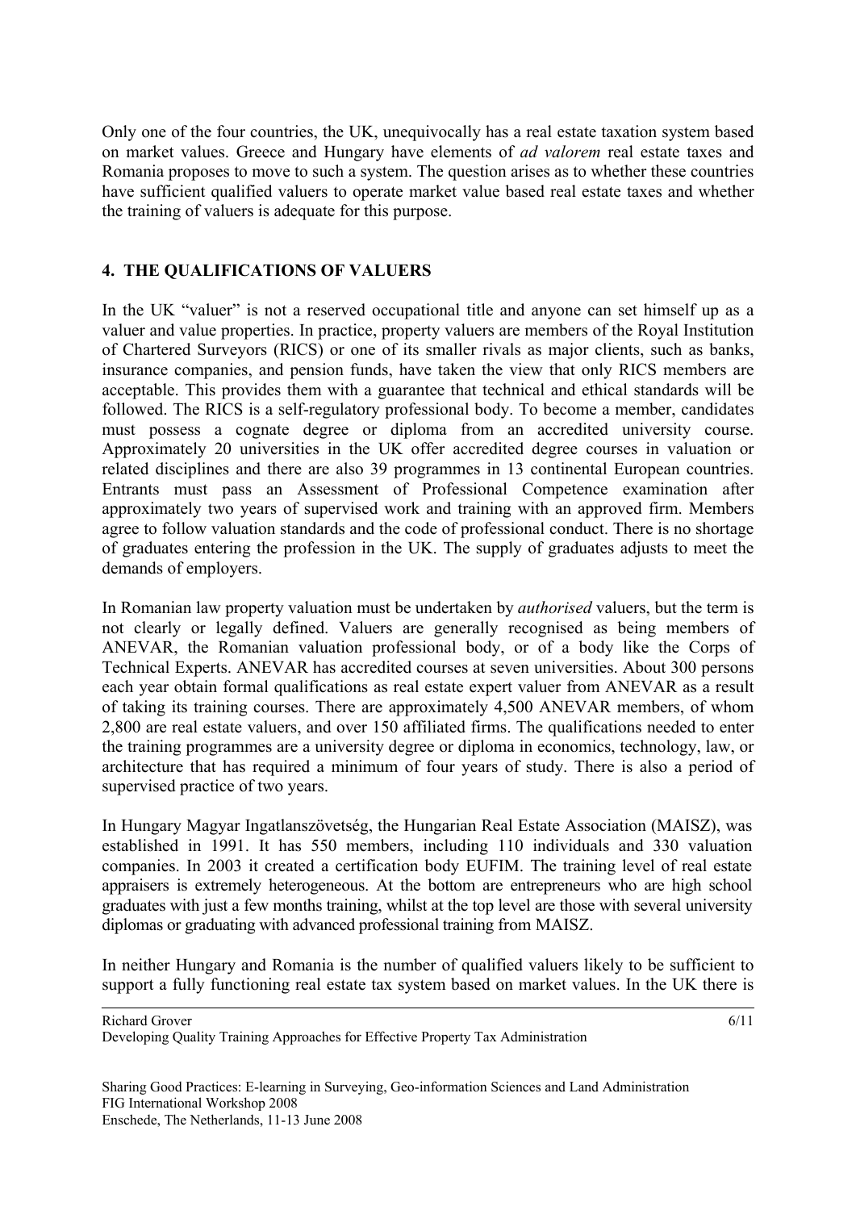Only one of the four countries, the UK, unequivocally has a real estate taxation system based on market values. Greece and Hungary have elements of *ad valorem* real estate taxes and Romania proposes to move to such a system. The question arises as to whether these countries have sufficient qualified valuers to operate market value based real estate taxes and whether the training of valuers is adequate for this purpose.

## 4. THE QUALIFICATIONS OF VALUERS

In the UK "valuer" is not a reserved occupational title and anyone can set himself up as a valuer and value properties. In practice, property valuers are members of the Royal Institution of Chartered Surveyors (RICS) or one of its smaller rivals as major clients, such as banks, insurance companies, and pension funds, have taken the view that only RICS members are acceptable. This provides them with a guarantee that technical and ethical standards will be followed. The RICS is a self-regulatory professional body. To become a member, candidates must possess a cognate degree or diploma from an accredited university course. Approximately 20 universities in the UK offer accredited degree courses in valuation or related disciplines and there are also 39 programmes in 13 continental European countries. Entrants must pass an Assessment of Professional Competence examination after approximately two years of supervised work and training with an approved firm. Members agree to follow valuation standards and the code of professional conduct. There is no shortage of graduates entering the profession in the UK. The supply of graduates adjusts to meet the demands of employers.

In Romanian law property valuation must be undertaken by *authorised* valuers, but the term is not clearly or legally defined. Valuers are generally recognised as being members of ANEVAR, the Romanian valuation professional body, or of a body like the Corps of Technical Experts. ANEVAR has accredited courses at seven universities. About 300 persons each year obtain formal qualifications as real estate expert valuer from ANEVAR as a result of taking its training courses. There are approximately 4,500 ANEVAR members, of whom 2,800 are real estate valuers, and over 150 affiliated firms. The qualifications needed to enter the training programmes are a university degree or diploma in economics, technology, law, or architecture that has required a minimum of four years of study. There is also a period of supervised practice of two years.

In Hungary Magyar Ingatlanszövetség, the Hungarian Real Estate Association (MAISZ), was established in 1991. It has 550 members, including 110 individuals and 330 valuation companies. In 2003 it created a certification body EUFIM. The training level of real estate appraisers is extremely heterogeneous. At the bottom are entrepreneurs who are high school graduates with just a few months training, whilst at the top level are those with several university diplomas or graduating with advanced professional training from MAISZ.

In neither Hungary and Romania is the number of qualified valuers likely to be sufficient to support a fully functioning real estate tax system based on market values. In the UK there is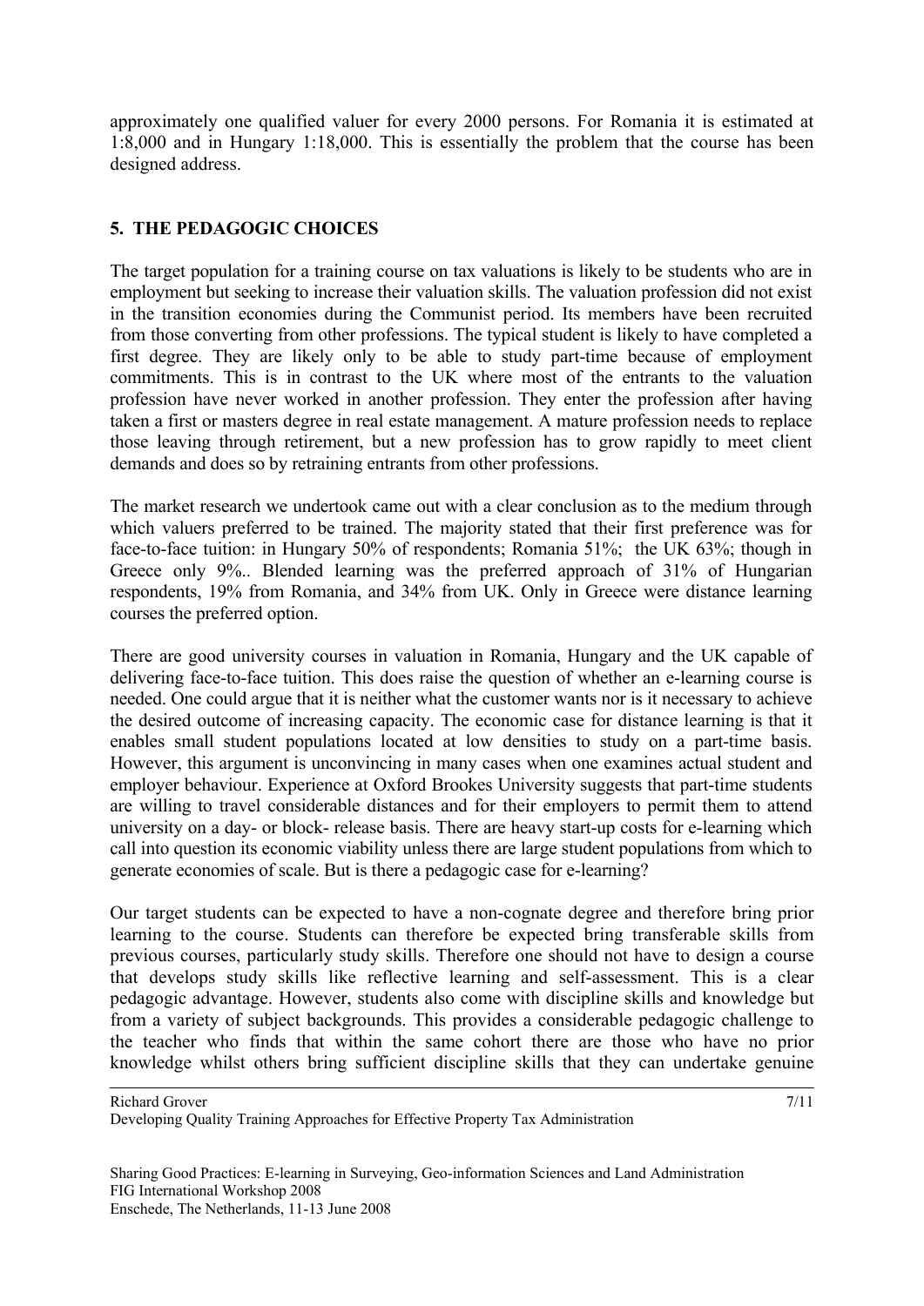approximately one qualified valuer for every 2000 persons. For Romania it is estimated at 1:8,000 and in Hungary 1:18,000. This is essentially the problem that the course has been designed address.

## 5. THE PEDAGOGIC CHOICES

The target population for a training course on tax valuations is likely to be students who are in employment but seeking to increase their valuation skills. The valuation profession did not exist in the transition economies during the Communist period. Its members have been recruited from those converting from other professions. The typical student is likely to have completed a first degree. They are likely only to be able to study part-time because of employment commitments. This is in contrast to the UK where most of the entrants to the valuation profession have never worked in another profession. They enter the profession after having taken a first or masters degree in real estate management. A mature profession needs to replace those leaving through retirement, but a new profession has to grow rapidly to meet client demands and does so by retraining entrants from other professions.

The market research we undertook came out with a clear conclusion as to the medium through which valuers preferred to be trained. The majority stated that their first preference was for face-to-face tuition: in Hungary 50% of respondents; Romania 51%; the UK 63%; though in Greece only 9%.. Blended learning was the preferred approach of 31% of Hungarian respondents, 19% from Romania, and 34% from UK. Only in Greece were distance learning courses the preferred option.

There are good university courses in valuation in Romania, Hungary and the UK capable of delivering face-to-face tuition. This does raise the question of whether an e-learning course is needed. One could argue that it is neither what the customer wants nor is it necessary to achieve the desired outcome of increasing capacity. The economic case for distance learning is that it enables small student populations located at low densities to study on a part-time basis. However, this argument is unconvincing in many cases when one examines actual student and employer behaviour. Experience at Oxford Brookes University suggests that part-time students are willing to travel considerable distances and for their employers to permit them to attend university on a day- or block- release basis. There are heavy start-up costs for e-learning which call into question its economic viability unless there are large student populations from which to generate economies of scale. But is there a pedagogic case for e-learning?

Our target students can be expected to have a non-cognate degree and therefore bring prior learning to the course. Students can therefore be expected bring transferable skills from previous courses, particularly study skills. Therefore one should not have to design a course that develops study skills like reflective learning and self-assessment. This is a clear pedagogic advantage. However, students also come with discipline skills and knowledge but from a variety of subject backgrounds. This provides a considerable pedagogic challenge to the teacher who finds that within the same cohort there are those who have no prior knowledge whilst others bring sufficient discipline skills that they can undertake genuine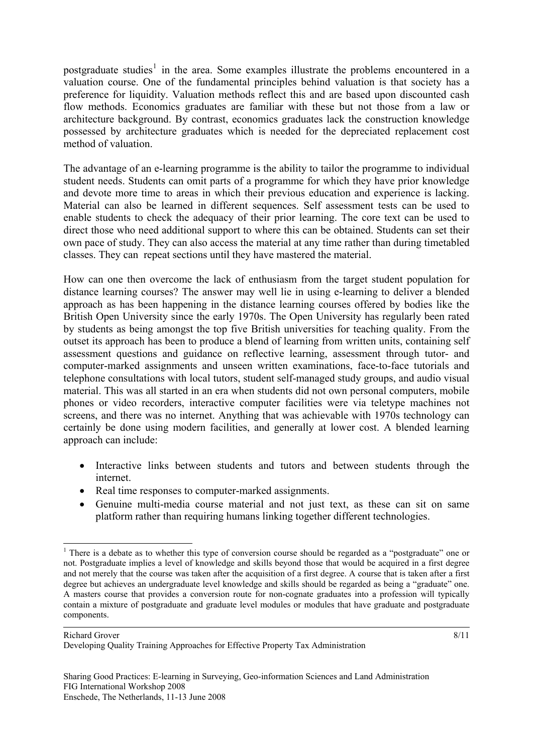postgraduate studies[1] in the area. Some examples illustrate the problems encountered in a valuation course. One of the fundamental principles behind valuation is that society has a preference for liquidity. Valuation methods reflect this and are based upon discounted cash flow methods. Economics graduates are familiar with these but not those from a law or architecture background. By contrast, economics graduates lack the construction knowledge possessed by architecture graduates which is needed for the depreciated replacement cost method of valuation.

The advantage of an e-learning programme is the ability to tailor the programme to individual student needs. Students can omit parts of a programme for which they have prior knowledge and devote more time to areas in which their previous education and experience is lacking. Material can also be learned in different sequences. Self assessment tests can be used to enable students to check the adequacy of their prior learning. The core text can be used to direct those who need additional support to where this can be obtained. Students can set their own pace of study. They can also access the material at any time rather than during timetabled classes. They can repeat sections until they have mastered the material.

How can one then overcome the lack of enthusiasm from the target student population for distance learning courses? The answer may well lie in using e-learning to deliver a blended approach as has been happening in the distance learning courses offered by bodies like the British Open University since the early 1970s. The Open University has regularly been rated by students as being amongst the top five British universities for teaching quality. From the outset its approach has been to produce a blend of learning from written units, containing self assessment questions and guidance on reflective learning, assessment through tutor- and computer-marked assignments and unseen written examinations, face-to-face tutorials and telephone consultations with local tutors, student self-managed study groups, and audio visual material. This was all started in an era when students did not own personal computers, mobile phones or video recorders, interactive computer facilities were via teletype machines not screens, and there was no internet. Anything that was achievable with 1970s technology can certainly be done using modern facilities, and generally at lower cost. A blended learning approach can include:

- Interactive links between students and tutors and between students through the internet.
- Real time responses to computer-marked assignments.
- Genuine multi-media course material and not just text, as these can sit on same platform rather than requiring humans linking together different technologies.

---

[1] There is a debate as to whether this type of conversion course should be regarded as a "postgraduate" one or not. Postgraduate implies a level of knowledge and skills beyond those that would be acquired in a first degree and not merely that the course was taken after the acquisition of a first degree. A course that is taken after a first degree but achieves an undergraduate level knowledge and skills should be regarded as being a "graduate" one. A masters course that provides a conversion route for non-cognate graduates into a profession will typically contain a mixture of postgraduate and graduate level modules or modules that have graduate and postgraduate components.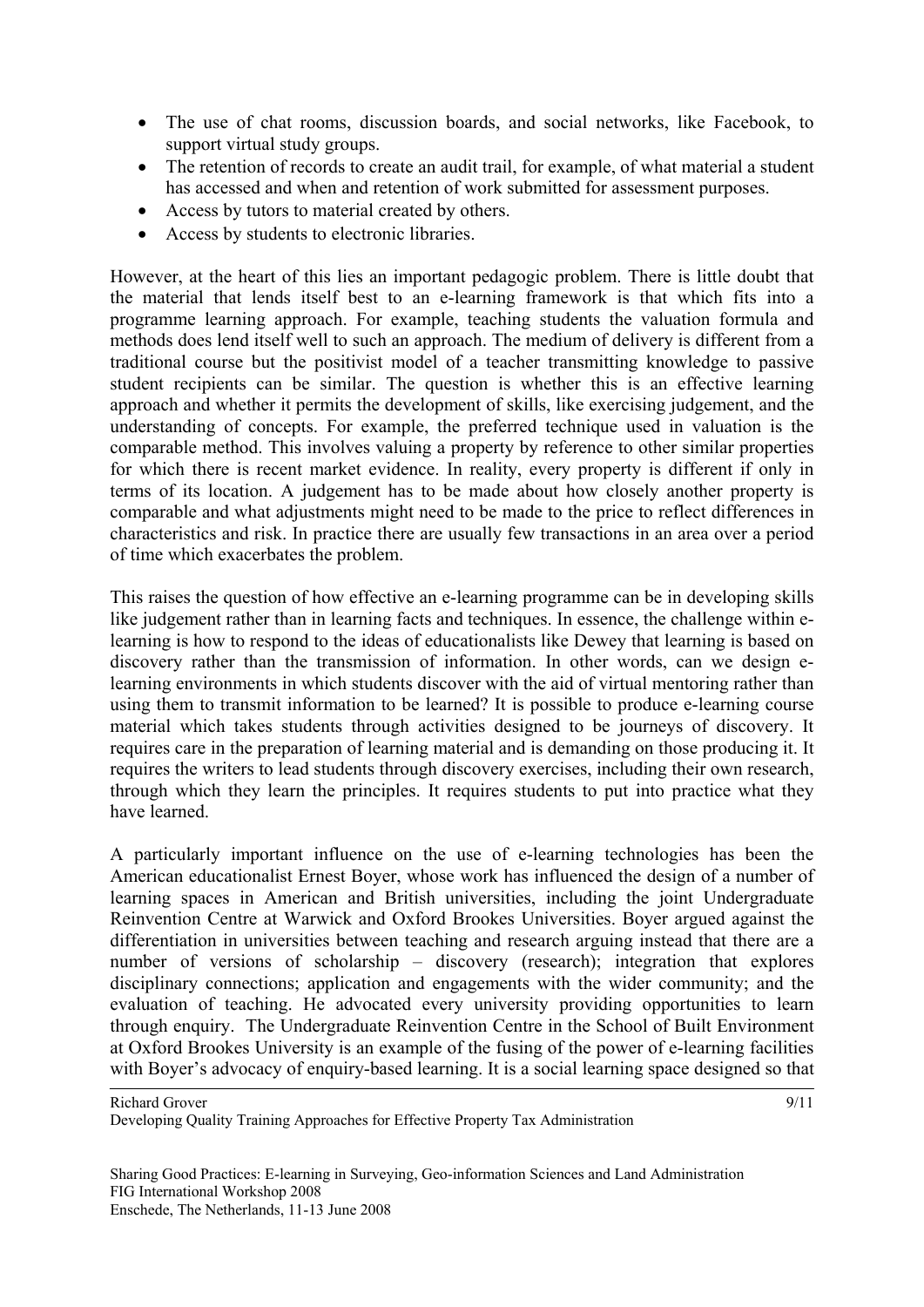- The use of chat rooms, discussion boards, and social networks, like Facebook, to support virtual study groups.
- The retention of records to create an audit trail, for example, of what material a student has accessed and when and retention of work submitted for assessment purposes.
- Access by tutors to material created by others.
- Access by students to electronic libraries.

However, at the heart of this lies an important pedagogic problem. There is little doubt that the material that lends itself best to an e-learning framework is that which fits into a programme learning approach. For example, teaching students the valuation formula and methods does lend itself well to such an approach. The medium of delivery is different from a traditional course but the positivist model of a teacher transmitting knowledge to passive student recipients can be similar. The question is whether this is an effective learning approach and whether it permits the development of skills, like exercising judgement, and the understanding of concepts. For example, the preferred technique used in valuation is the comparable method. This involves valuing a property by reference to other similar properties for which there is recent market evidence. In reality, every property is different if only in terms of its location. A judgement has to be made about how closely another property is comparable and what adjustments might need to be made to the price to reflect differences in characteristics and risk. In practice there are usually few transactions in an area over a period of time which exacerbates the problem.

This raises the question of how effective an e-learning programme can be in developing skills like judgement rather than in learning facts and techniques. In essence, the challenge within e-learning is how to respond to the ideas of educationalists like Dewey that learning is based on discovery rather than the transmission of information. In other words, can we design e-learning environments in which students discover with the aid of virtual mentoring rather than using them to transmit information to be learned? It is possible to produce e-learning course material which takes students through activities designed to be journeys of discovery. It requires care in the preparation of learning material and is demanding on those producing it. It requires the writers to lead students through discovery exercises, including their own research, through which they learn the principles. It requires students to put into practice what they have learned.

A particularly important influence on the use of e-learning technologies has been the American educationalist Ernest Boyer, whose work has influenced the design of a number of learning spaces in American and British universities, including the joint Undergraduate Reinvention Centre at Warwick and Oxford Brookes Universities. Boyer argued against the differentiation in universities between teaching and research arguing instead that there are a number of versions of scholarship – discovery (research); integration that explores disciplinary connections; application and engagements with the wider community; and the evaluation of teaching. He advocated every university providing opportunities to learn through enquiry. The Undergraduate Reinvention Centre in the School of Built Environment at Oxford Brookes University is an example of the fusing of the power of e-learning facilities with Boyer's advocacy of enquiry-based learning. It is a social learning space designed so that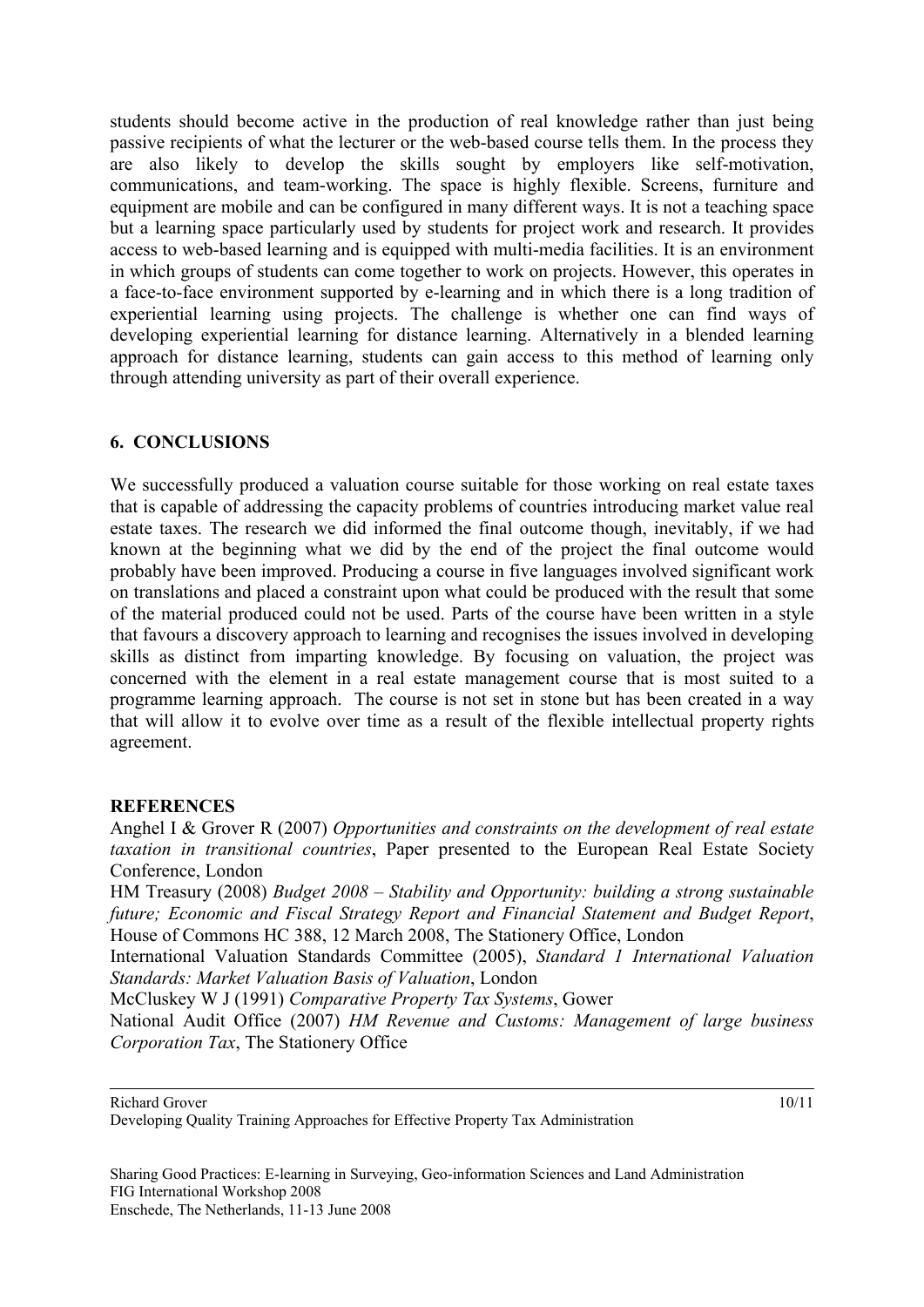students should become active in the production of real knowledge rather than just being passive recipients of what the lecturer or the web-based course tells them. In the process they are also likely to develop the skills sought by employers like self-motivation, communications, and team-working. The space is highly flexible. Screens, furniture and equipment are mobile and can be configured in many different ways. It is not a teaching space but a learning space particularly used by students for project work and research. It provides access to web-based learning and is equipped with multi-media facilities. It is an environment in which groups of students can come together to work on projects. However, this operates in a face-to-face environment supported by e-learning and in which there is a long tradition of experiential learning using projects. The challenge is whether one can find ways of developing experiential learning for distance learning. Alternatively in a blended learning approach for distance learning, students can gain access to this method of learning only through attending university as part of their overall experience.

## 6. CONCLUSIONS

We successfully produced a valuation course suitable for those working on real estate taxes that is capable of addressing the capacity problems of countries introducing market value real estate taxes. The research we did informed the final outcome though, inevitably, if we had known at the beginning what we did by the end of the project the final outcome would probably have been improved. Producing a course in five languages involved significant work on translations and placed a constraint upon what could be produced with the result that some of the material produced could not be used. Parts of the course have been written in a style that favours a discovery approach to learning and recognises the issues involved in developing skills as distinct from imparting knowledge. By focusing on valuation, the project was concerned with the element in a real estate management course that is most suited to a programme learning approach. The course is not set in stone but has been created in a way that will allow it to evolve over time as a result of the flexible intellectual property rights agreement.

## REFERENCES

Anghel I & Grover R (2007) *Opportunities and constraints on the development of real estate taxation in transitional countries*, Paper presented to the European Real Estate Society Conference, London

HM Treasury (2008) *Budget 2008 – Stability and Opportunity: building a strong sustainable future; Economic and Fiscal Strategy Report and Financial Statement and Budget Report*, House of Commons HC 388, 12 March 2008, The Stationery Office, London

International Valuation Standards Committee (2005), *Standard 1 International Valuation Standards: Market Valuation Basis of Valuation*, London

McCluskey W J (1991) *Comparative Property Tax Systems*, Gower

National Audit Office (2007) *HM Revenue and Customs: Management of large business Corporation Tax*, The Stationery Office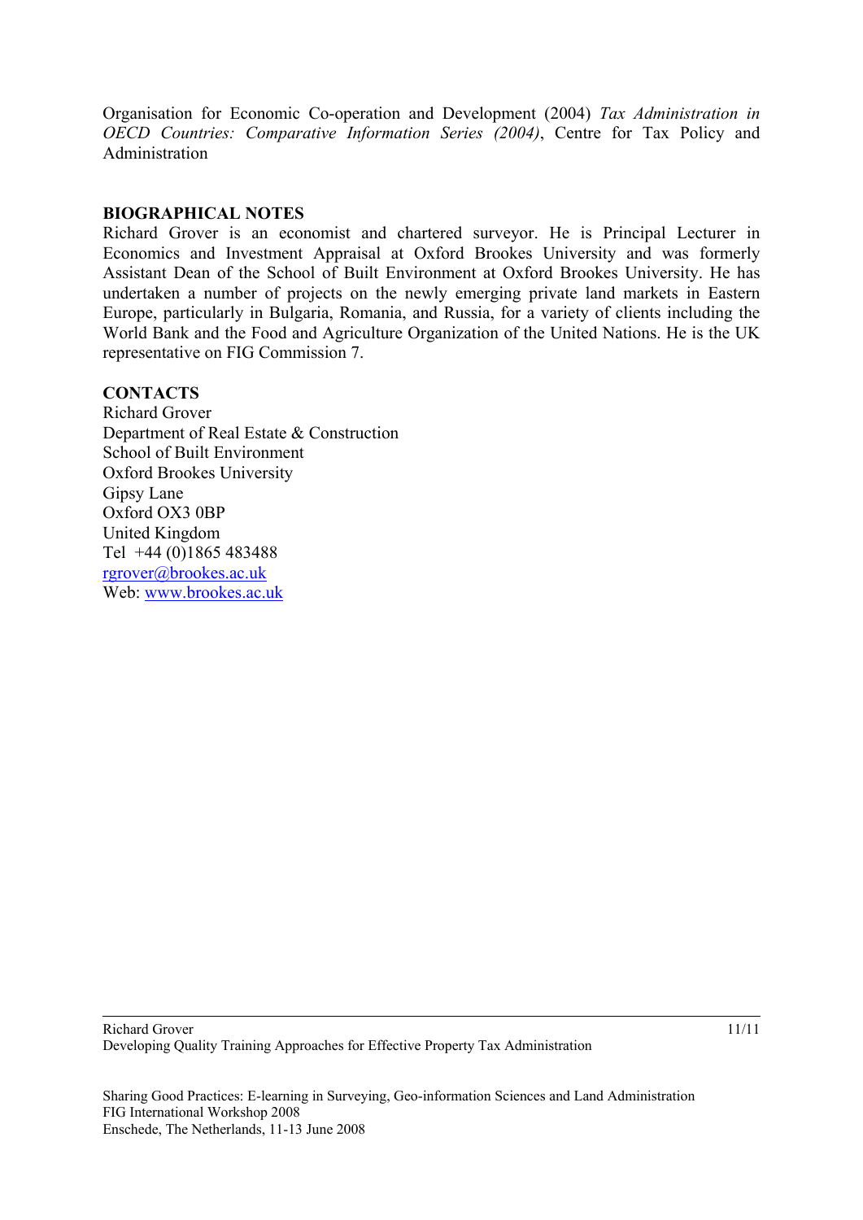Organisation for Economic Co-operation and Development (2004) *Tax Administration in OECD Countries: Comparative Information Series (2004)*, Centre for Tax Policy and Administration

**BIOGRAPHICAL NOTES**

Richard Grover is an economist and chartered surveyor. He is Principal Lecturer in Economics and Investment Appraisal at Oxford Brookes University and was formerly Assistant Dean of the School of Built Environment at Oxford Brookes University. He has undertaken a number of projects on the newly emerging private land markets in Eastern Europe, particularly in Bulgaria, Romania, and Russia, for a variety of clients including the World Bank and the Food and Agriculture Organization of the United Nations. He is the UK representative on FIG Commission 7.

**CONTACTS**

Richard Grover
Department of Real Estate & Construction
School of Built Environment
Oxford Brookes University
Gipsy Lane
Oxford OX3 0BP
United Kingdom
Tel +44 (0)1865 483488
rgrover@brookes.ac.uk
Web: www.brookes.ac.uk